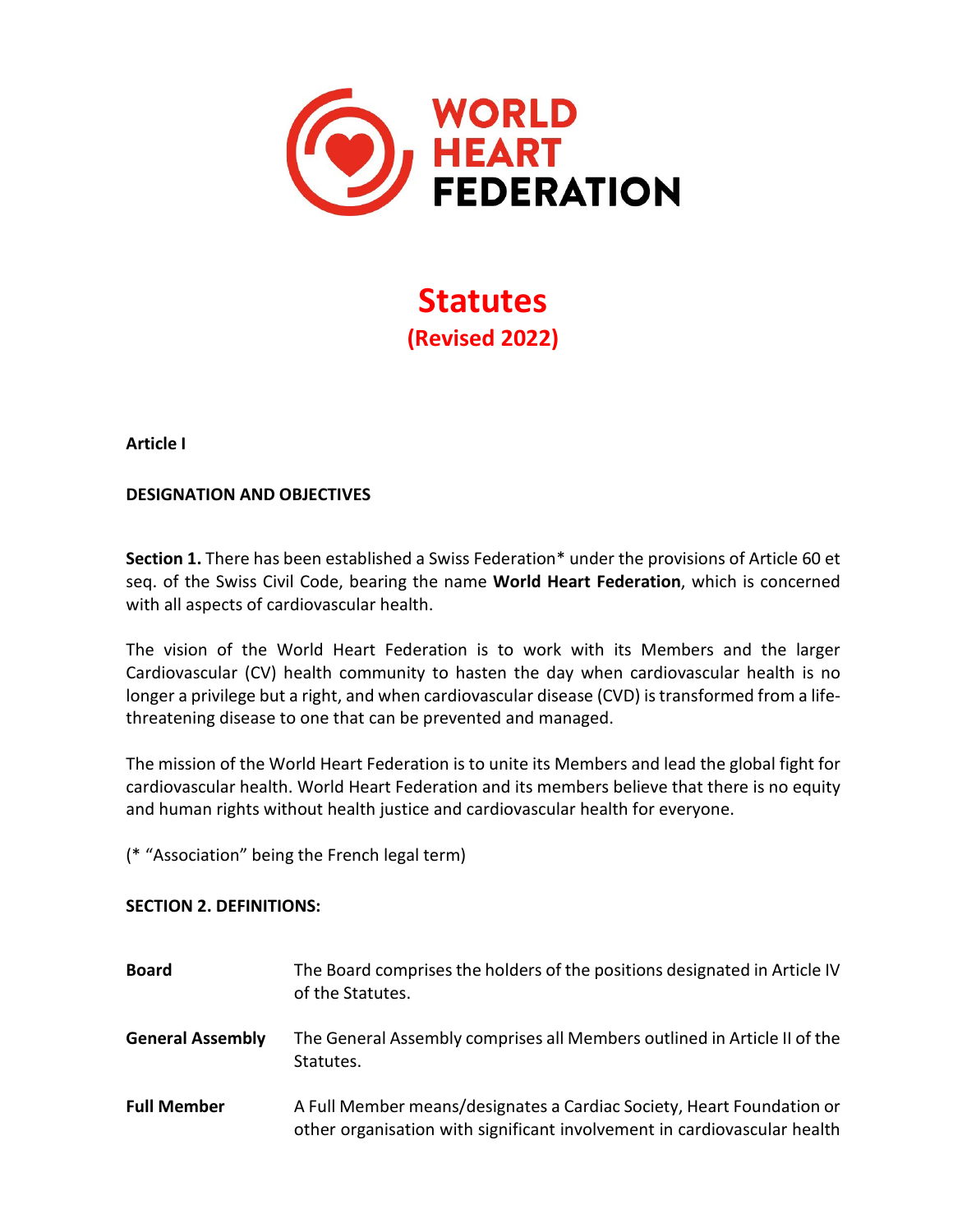# Statutes

## (Revised 2022)

**Article I**

**DESIGNATION AND OBJECTIVES**

**Section 1.** There has been established a Swiss Federation* under the provisions of Article 60 et seq. of the Swiss Civil Code, bearing the name **World Heart Federation**, which is concerned with all aspects of cardiovascular health.

The vision of the World Heart Federation is to work with its Members and the larger Cardiovascular (CV) health community to hasten the day when cardiovascular health is no longer a privilege but a right, and when cardiovascular disease (CVD) is transformed from a life-threatening disease to one that can be prevented and managed.

The mission of the World Heart Federation is to unite its Members and lead the global fight for cardiovascular health. World Heart Federation and its members believe that there is no equity and human rights without health justice and cardiovascular health for everyone.

(* "Association" being the French legal term)

**SECTION 2. DEFINITIONS:**

| | |
|---|---|
| **Board** | The Board comprises the holders of the positions designated in Article IV of the Statutes. |
| **General Assembly** | The General Assembly comprises all Members outlined in Article II of the Statutes. |
| **Full Member** | A Full Member means/designates a Cardiac Society, Heart Foundation or other organisation with significant involvement in cardiovascular health |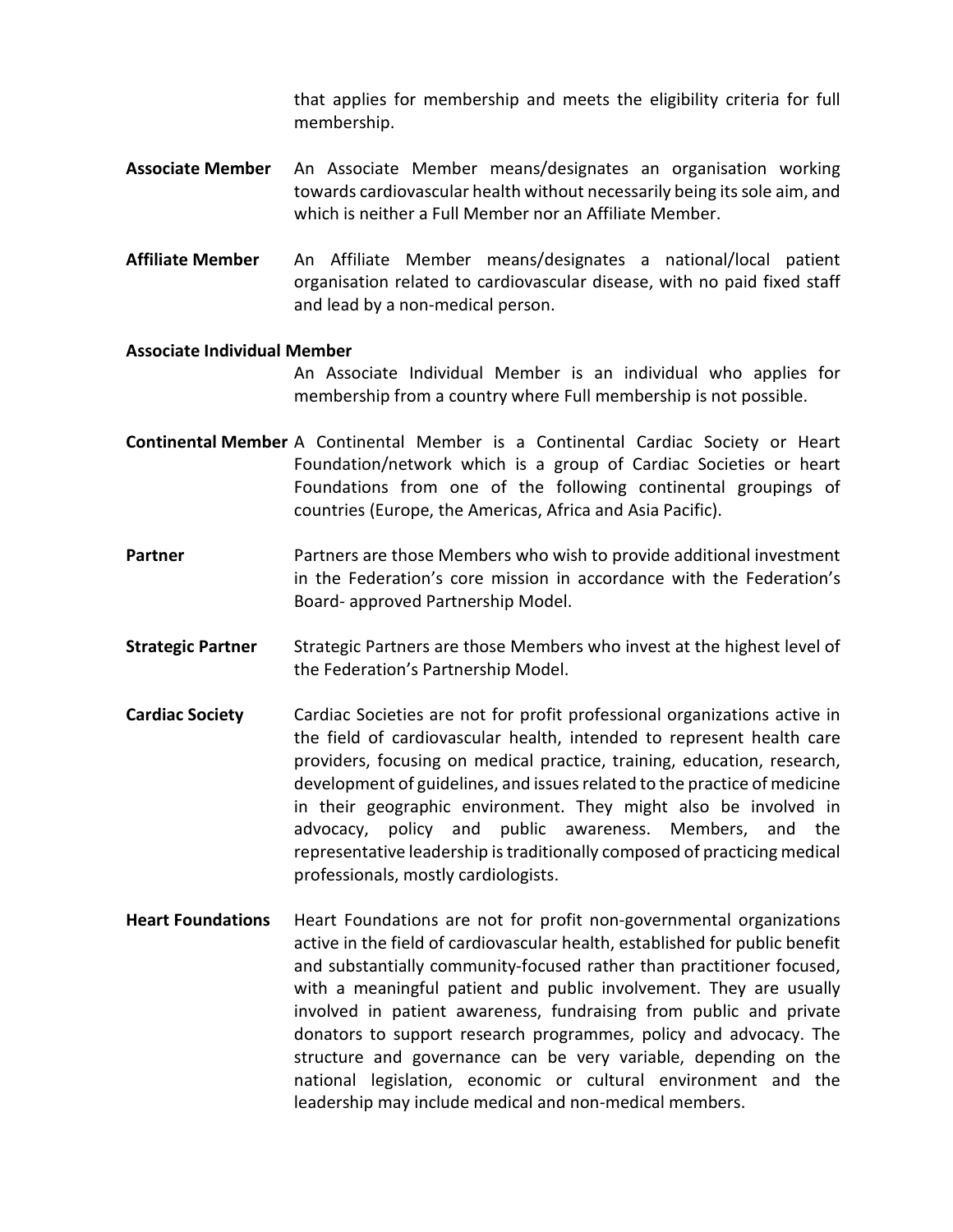that applies for membership and meets the eligibility criteria for full membership.

**Associate Member** An Associate Member means/designates an organisation working towards cardiovascular health without necessarily being its sole aim, and which is neither a Full Member nor an Affiliate Member.

**Affiliate Member** An Affiliate Member means/designates a national/local patient organisation related to cardiovascular disease, with no paid fixed staff and lead by a non-medical person.

**Associate Individual Member**

An Associate Individual Member is an individual who applies for membership from a country where Full membership is not possible.

**Continental Member** A Continental Member is a Continental Cardiac Society or Heart Foundation/network which is a group of Cardiac Societies or heart Foundations from one of the following continental groupings of countries (Europe, the Americas, Africa and Asia Pacific).

**Partner** Partners are those Members who wish to provide additional investment in the Federation's core mission in accordance with the Federation's Board- approved Partnership Model.

**Strategic Partner** Strategic Partners are those Members who invest at the highest level of the Federation's Partnership Model.

**Cardiac Society** Cardiac Societies are not for profit professional organizations active in the field of cardiovascular health, intended to represent health care providers, focusing on medical practice, training, education, research, development of guidelines, and issues related to the practice of medicine in their geographic environment. They might also be involved in advocacy, policy and public awareness. Members, and the representative leadership is traditionally composed of practicing medical professionals, mostly cardiologists.

**Heart Foundations** Heart Foundations are not for profit non-governmental organizations active in the field of cardiovascular health, established for public benefit and substantially community-focused rather than practitioner focused, with a meaningful patient and public involvement. They are usually involved in patient awareness, fundraising from public and private donators to support research programmes, policy and advocacy. The structure and governance can be very variable, depending on the national legislation, economic or cultural environment and the leadership may include medical and non-medical members.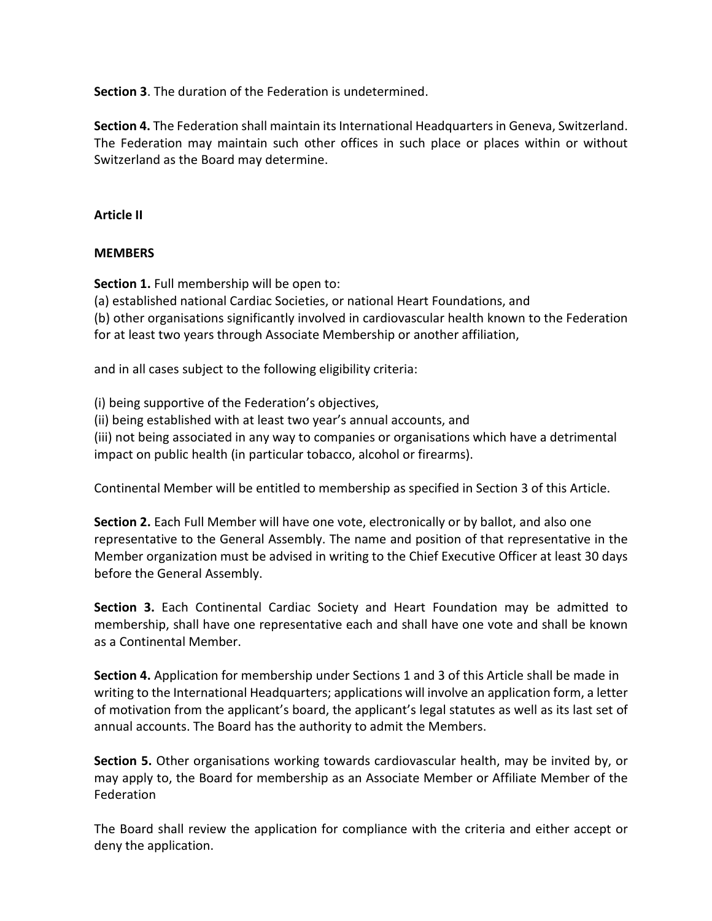**Section 3**. The duration of the Federation is undetermined.

**Section 4.** The Federation shall maintain its International Headquarters in Geneva, Switzerland. The Federation may maintain such other offices in such place or places within or without Switzerland as the Board may determine.

## Article II

## MEMBERS

**Section 1.** Full membership will be open to:
(a) established national Cardiac Societies, or national Heart Foundations, and
(b) other organisations significantly involved in cardiovascular health known to the Federation for at least two years through Associate Membership or another affiliation,

and in all cases subject to the following eligibility criteria:

(i) being supportive of the Federation's objectives,
(ii) being established with at least two year's annual accounts, and
(iii) not being associated in any way to companies or organisations which have a detrimental impact on public health (in particular tobacco, alcohol or firearms).

Continental Member will be entitled to membership as specified in Section 3 of this Article.

**Section 2.** Each Full Member will have one vote, electronically or by ballot, and also one representative to the General Assembly. The name and position of that representative in the Member organization must be advised in writing to the Chief Executive Officer at least 30 days before the General Assembly.

**Section 3.** Each Continental Cardiac Society and Heart Foundation may be admitted to membership, shall have one representative each and shall have one vote and shall be known as a Continental Member.

**Section 4.** Application for membership under Sections 1 and 3 of this Article shall be made in writing to the International Headquarters; applications will involve an application form, a letter of motivation from the applicant's board, the applicant's legal statutes as well as its last set of annual accounts. The Board has the authority to admit the Members.

**Section 5.** Other organisations working towards cardiovascular health, may be invited by, or may apply to, the Board for membership as an Associate Member or Affiliate Member of the Federation

The Board shall review the application for compliance with the criteria and either accept or deny the application.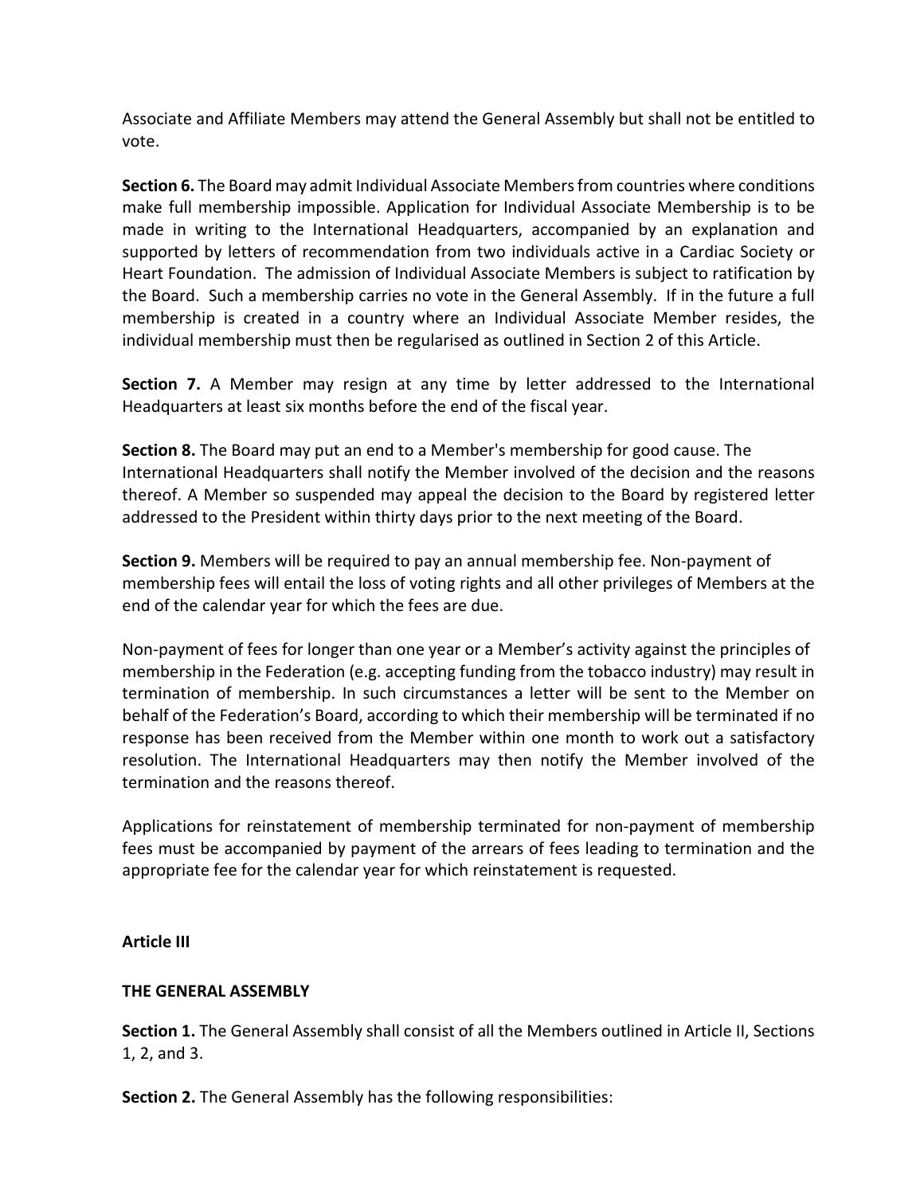Associate and Affiliate Members may attend the General Assembly but shall not be entitled to vote.

**Section 6.** The Board may admit Individual Associate Members from countries where conditions make full membership impossible. Application for Individual Associate Membership is to be made in writing to the International Headquarters, accompanied by an explanation and supported by letters of recommendation from two individuals active in a Cardiac Society or Heart Foundation. The admission of Individual Associate Members is subject to ratification by the Board. Such a membership carries no vote in the General Assembly. If in the future a full membership is created in a country where an Individual Associate Member resides, the individual membership must then be regularised as outlined in Section 2 of this Article.

**Section 7.** A Member may resign at any time by letter addressed to the International Headquarters at least six months before the end of the fiscal year.

**Section 8.** The Board may put an end to a Member's membership for good cause. The International Headquarters shall notify the Member involved of the decision and the reasons thereof. A Member so suspended may appeal the decision to the Board by registered letter addressed to the President within thirty days prior to the next meeting of the Board.

**Section 9.** Members will be required to pay an annual membership fee. Non-payment of membership fees will entail the loss of voting rights and all other privileges of Members at the end of the calendar year for which the fees are due.

Non-payment of fees for longer than one year or a Member's activity against the principles of membership in the Federation (e.g. accepting funding from the tobacco industry) may result in termination of membership. In such circumstances a letter will be sent to the Member on behalf of the Federation's Board, according to which their membership will be terminated if no response has been received from the Member within one month to work out a satisfactory resolution. The International Headquarters may then notify the Member involved of the termination and the reasons thereof.

Applications for reinstatement of membership terminated for non-payment of membership fees must be accompanied by payment of the arrears of fees leading to termination and the appropriate fee for the calendar year for which reinstatement is requested.

## Article III

## THE GENERAL ASSEMBLY

**Section 1.** The General Assembly shall consist of all the Members outlined in Article II, Sections 1, 2, and 3.

**Section 2.** The General Assembly has the following responsibilities: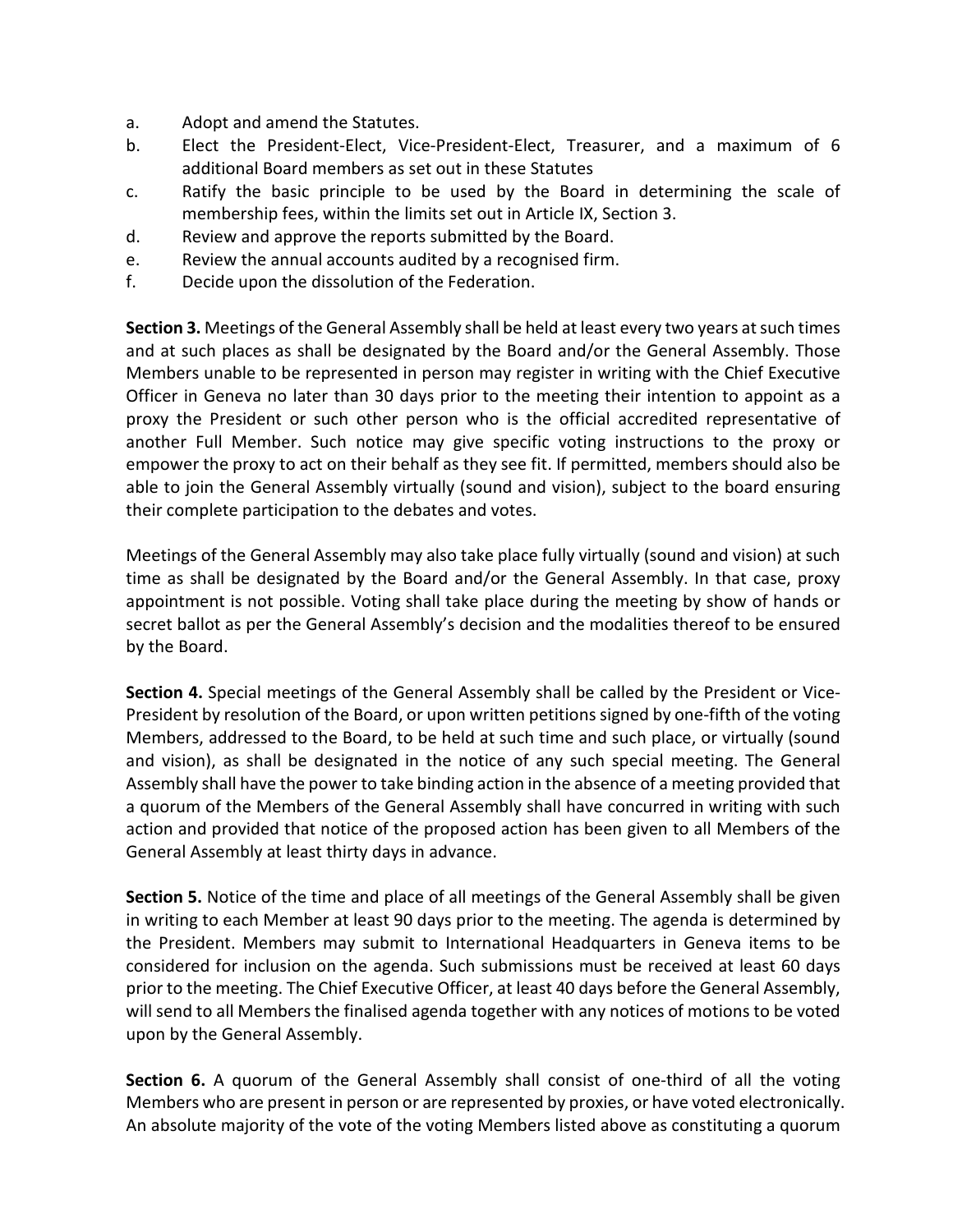a. Adopt and amend the Statutes.
b. Elect the President-Elect, Vice-President-Elect, Treasurer, and a maximum of 6 additional Board members as set out in these Statutes
c. Ratify the basic principle to be used by the Board in determining the scale of membership fees, within the limits set out in Article IX, Section 3.
d. Review and approve the reports submitted by the Board.
e. Review the annual accounts audited by a recognised firm.
f. Decide upon the dissolution of the Federation.

**Section 3.** Meetings of the General Assembly shall be held at least every two years at such times and at such places as shall be designated by the Board and/or the General Assembly. Those Members unable to be represented in person may register in writing with the Chief Executive Officer in Geneva no later than 30 days prior to the meeting their intention to appoint as a proxy the President or such other person who is the official accredited representative of another Full Member. Such notice may give specific voting instructions to the proxy or empower the proxy to act on their behalf as they see fit. If permitted, members should also be able to join the General Assembly virtually (sound and vision), subject to the board ensuring their complete participation to the debates and votes.

Meetings of the General Assembly may also take place fully virtually (sound and vision) at such time as shall be designated by the Board and/or the General Assembly. In that case, proxy appointment is not possible. Voting shall take place during the meeting by show of hands or secret ballot as per the General Assembly's decision and the modalities thereof to be ensured by the Board.

**Section 4.** Special meetings of the General Assembly shall be called by the President or Vice-President by resolution of the Board, or upon written petitions signed by one-fifth of the voting Members, addressed to the Board, to be held at such time and such place, or virtually (sound and vision), as shall be designated in the notice of any such special meeting. The General Assembly shall have the power to take binding action in the absence of a meeting provided that a quorum of the Members of the General Assembly shall have concurred in writing with such action and provided that notice of the proposed action has been given to all Members of the General Assembly at least thirty days in advance.

**Section 5.** Notice of the time and place of all meetings of the General Assembly shall be given in writing to each Member at least 90 days prior to the meeting. The agenda is determined by the President. Members may submit to International Headquarters in Geneva items to be considered for inclusion on the agenda. Such submissions must be received at least 60 days prior to the meeting. The Chief Executive Officer, at least 40 days before the General Assembly, will send to all Members the finalised agenda together with any notices of motions to be voted upon by the General Assembly.

**Section 6.** A quorum of the General Assembly shall consist of one-third of all the voting Members who are present in person or are represented by proxies, or have voted electronically. An absolute majority of the vote of the voting Members listed above as constituting a quorum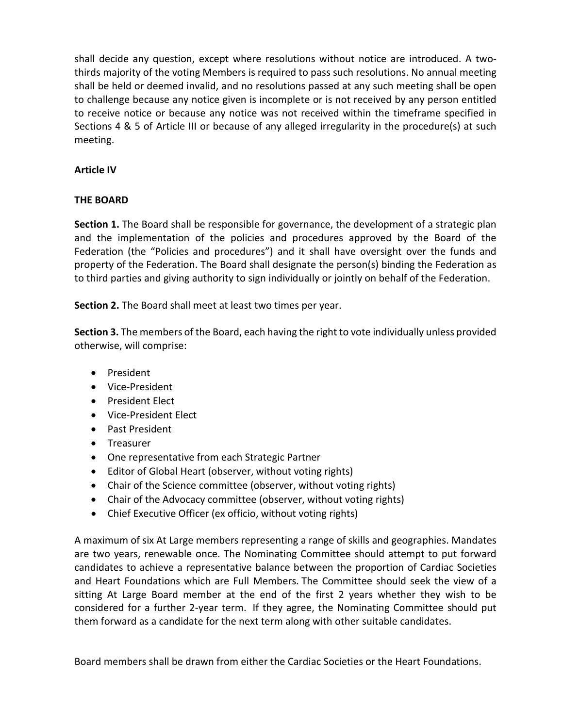shall decide any question, except where resolutions without notice are introduced. A two-thirds majority of the voting Members is required to pass such resolutions. No annual meeting shall be held or deemed invalid, and no resolutions passed at any such meeting shall be open to challenge because any notice given is incomplete or is not received by any person entitled to receive notice or because any notice was not received within the timeframe specified in Sections 4 & 5 of Article III or because of any alleged irregularity in the procedure(s) at such meeting.

## Article IV

## THE BOARD

**Section 1.** The Board shall be responsible for governance, the development of a strategic plan and the implementation of the policies and procedures approved by the Board of the Federation (the "Policies and procedures") and it shall have oversight over the funds and property of the Federation. The Board shall designate the person(s) binding the Federation as to third parties and giving authority to sign individually or jointly on behalf of the Federation.

**Section 2.** The Board shall meet at least two times per year.

**Section 3.** The members of the Board, each having the right to vote individually unless provided otherwise, will comprise:

- President
- Vice-President
- President Elect
- Vice-President Elect
- Past President
- Treasurer
- One representative from each Strategic Partner
- Editor of Global Heart (observer, without voting rights)
- Chair of the Science committee (observer, without voting rights)
- Chair of the Advocacy committee (observer, without voting rights)
- Chief Executive Officer (ex officio, without voting rights)

A maximum of six At Large members representing a range of skills and geographies. Mandates are two years, renewable once. The Nominating Committee should attempt to put forward candidates to achieve a representative balance between the proportion of Cardiac Societies and Heart Foundations which are Full Members. The Committee should seek the view of a sitting At Large Board member at the end of the first 2 years whether they wish to be considered for a further 2-year term. If they agree, the Nominating Committee should put them forward as a candidate for the next term along with other suitable candidates.

Board members shall be drawn from either the Cardiac Societies or the Heart Foundations.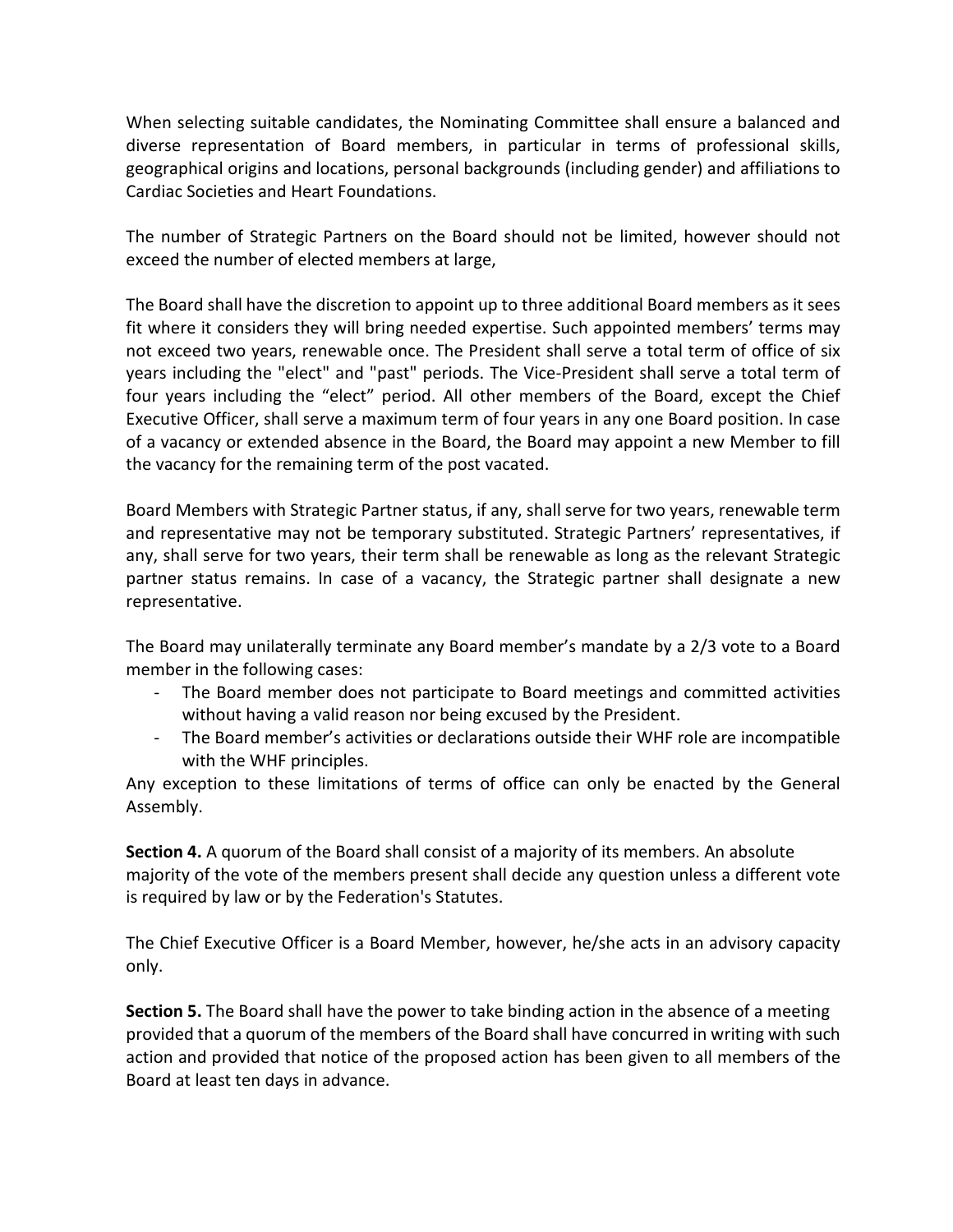When selecting suitable candidates, the Nominating Committee shall ensure a balanced and diverse representation of Board members, in particular in terms of professional skills, geographical origins and locations, personal backgrounds (including gender) and affiliations to Cardiac Societies and Heart Foundations.

The number of Strategic Partners on the Board should not be limited, however should not exceed the number of elected members at large,

The Board shall have the discretion to appoint up to three additional Board members as it sees fit where it considers they will bring needed expertise. Such appointed members' terms may not exceed two years, renewable once. The President shall serve a total term of office of six years including the "elect" and "past" periods. The Vice-President shall serve a total term of four years including the "elect" period. All other members of the Board, except the Chief Executive Officer, shall serve a maximum term of four years in any one Board position. In case of a vacancy or extended absence in the Board, the Board may appoint a new Member to fill the vacancy for the remaining term of the post vacated.

Board Members with Strategic Partner status, if any, shall serve for two years, renewable term and representative may not be temporary substituted. Strategic Partners' representatives, if any, shall serve for two years, their term shall be renewable as long as the relevant Strategic partner status remains. In case of a vacancy, the Strategic partner shall designate a new representative.

The Board may unilaterally terminate any Board member's mandate by a 2/3 vote to a Board member in the following cases:

- The Board member does not participate to Board meetings and committed activities without having a valid reason nor being excused by the President.
- The Board member's activities or declarations outside their WHF role are incompatible with the WHF principles.

Any exception to these limitations of terms of office can only be enacted by the General Assembly.

**Section 4.** A quorum of the Board shall consist of a majority of its members. An absolute majority of the vote of the members present shall decide any question unless a different vote is required by law or by the Federation's Statutes.

The Chief Executive Officer is a Board Member, however, he/she acts in an advisory capacity only.

**Section 5.** The Board shall have the power to take binding action in the absence of a meeting provided that a quorum of the members of the Board shall have concurred in writing with such action and provided that notice of the proposed action has been given to all members of the Board at least ten days in advance.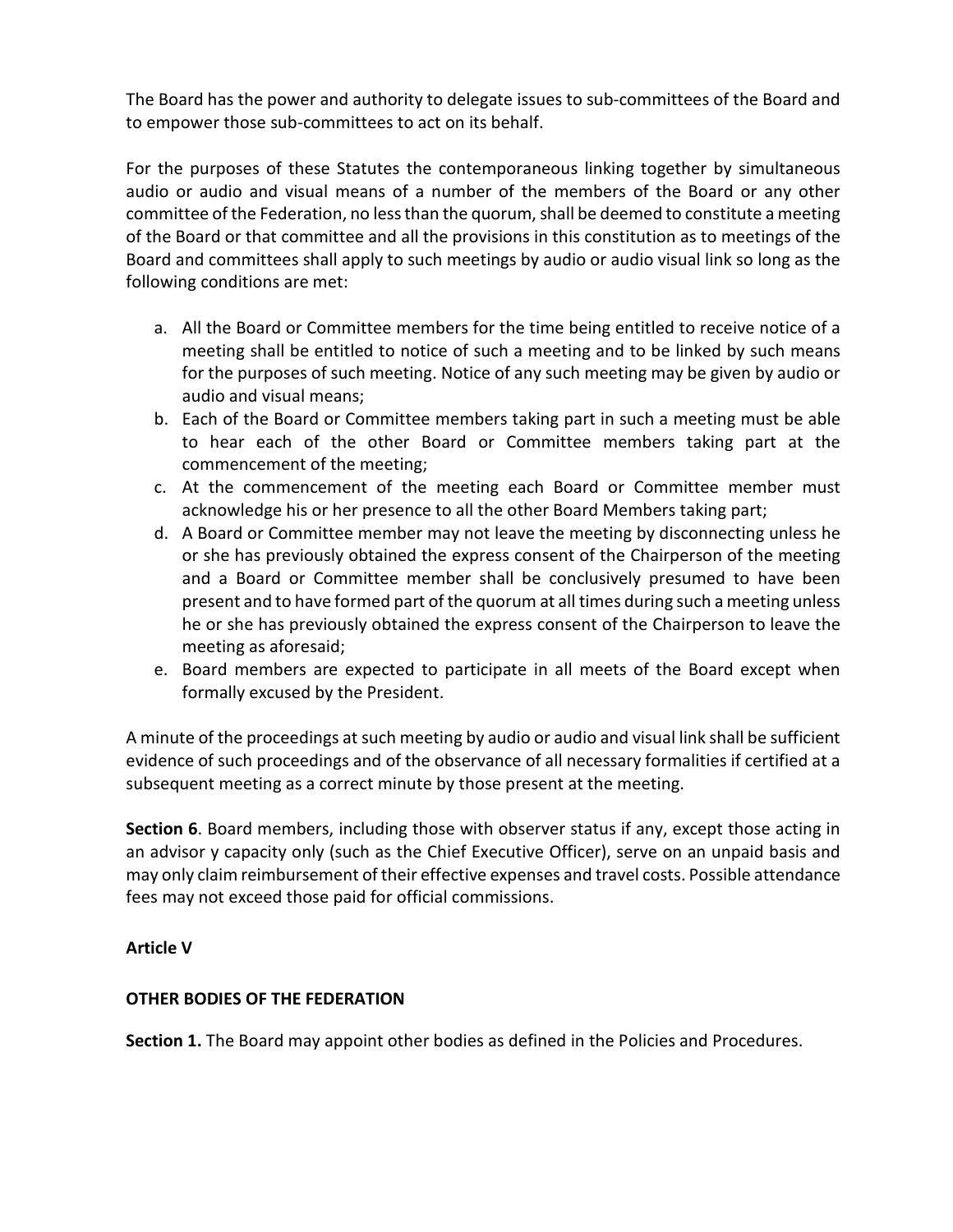The Board has the power and authority to delegate issues to sub-committees of the Board and to empower those sub-committees to act on its behalf.

For the purposes of these Statutes the contemporaneous linking together by simultaneous audio or audio and visual means of a number of the members of the Board or any other committee of the Federation, no less than the quorum, shall be deemed to constitute a meeting of the Board or that committee and all the provisions in this constitution as to meetings of the Board and committees shall apply to such meetings by audio or audio visual link so long as the following conditions are met:

a. All the Board or Committee members for the time being entitled to receive notice of a meeting shall be entitled to notice of such a meeting and to be linked by such means for the purposes of such meeting. Notice of any such meeting may be given by audio or audio and visual means;
b. Each of the Board or Committee members taking part in such a meeting must be able to hear each of the other Board or Committee members taking part at the commencement of the meeting;
c. At the commencement of the meeting each Board or Committee member must acknowledge his or her presence to all the other Board Members taking part;
d. A Board or Committee member may not leave the meeting by disconnecting unless he or she has previously obtained the express consent of the Chairperson of the meeting and a Board or Committee member shall be conclusively presumed to have been present and to have formed part of the quorum at all times during such a meeting unless he or she has previously obtained the express consent of the Chairperson to leave the meeting as aforesaid;
e. Board members are expected to participate in all meets of the Board except when formally excused by the President.

A minute of the proceedings at such meeting by audio or audio and visual link shall be sufficient evidence of such proceedings and of the observance of all necessary formalities if certified at a subsequent meeting as a correct minute by those present at the meeting.

**Section 6**. Board members, including those with observer status if any, except those acting in an advisor y capacity only (such as the Chief Executive Officer), serve on an unpaid basis and may only claim reimbursement of their effective expenses and travel costs. Possible attendance fees may not exceed those paid for official commissions.

**Article V**

**OTHER BODIES OF THE FEDERATION**

**Section 1.** The Board may appoint other bodies as defined in the Policies and Procedures.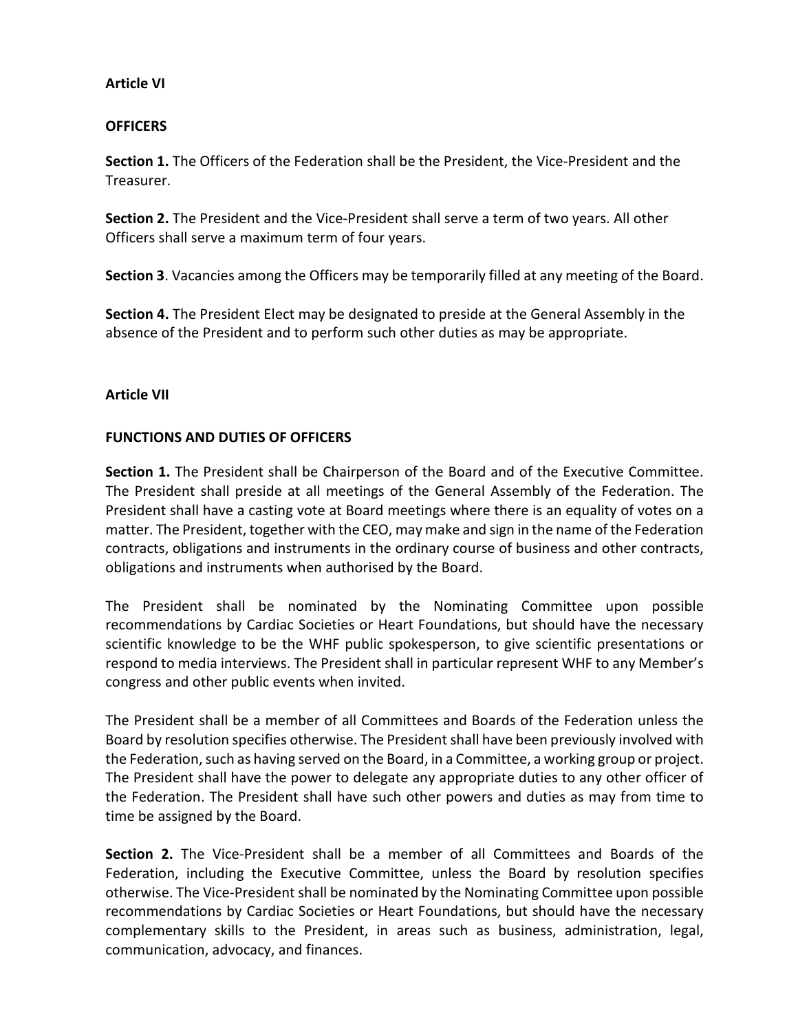**Article VI**

**OFFICERS**

**Section 1.** The Officers of the Federation shall be the President, the Vice-President and the Treasurer.

**Section 2.** The President and the Vice-President shall serve a term of two years. All other Officers shall serve a maximum term of four years.

**Section 3**. Vacancies among the Officers may be temporarily filled at any meeting of the Board.

**Section 4.** The President Elect may be designated to preside at the General Assembly in the absence of the President and to perform such other duties as may be appropriate.

**Article VII**

**FUNCTIONS AND DUTIES OF OFFICERS**

**Section 1.** The President shall be Chairperson of the Board and of the Executive Committee. The President shall preside at all meetings of the General Assembly of the Federation. The President shall have a casting vote at Board meetings where there is an equality of votes on a matter. The President, together with the CEO, may make and sign in the name of the Federation contracts, obligations and instruments in the ordinary course of business and other contracts, obligations and instruments when authorised by the Board.

The President shall be nominated by the Nominating Committee upon possible recommendations by Cardiac Societies or Heart Foundations, but should have the necessary scientific knowledge to be the WHF public spokesperson, to give scientific presentations or respond to media interviews. The President shall in particular represent WHF to any Member's congress and other public events when invited.

The President shall be a member of all Committees and Boards of the Federation unless the Board by resolution specifies otherwise. The President shall have been previously involved with the Federation, such as having served on the Board, in a Committee, a working group or project. The President shall have the power to delegate any appropriate duties to any other officer of the Federation. The President shall have such other powers and duties as may from time to time be assigned by the Board.

**Section 2.** The Vice-President shall be a member of all Committees and Boards of the Federation, including the Executive Committee, unless the Board by resolution specifies otherwise. The Vice-President shall be nominated by the Nominating Committee upon possible recommendations by Cardiac Societies or Heart Foundations, but should have the necessary complementary skills to the President, in areas such as business, administration, legal, communication, advocacy, and finances.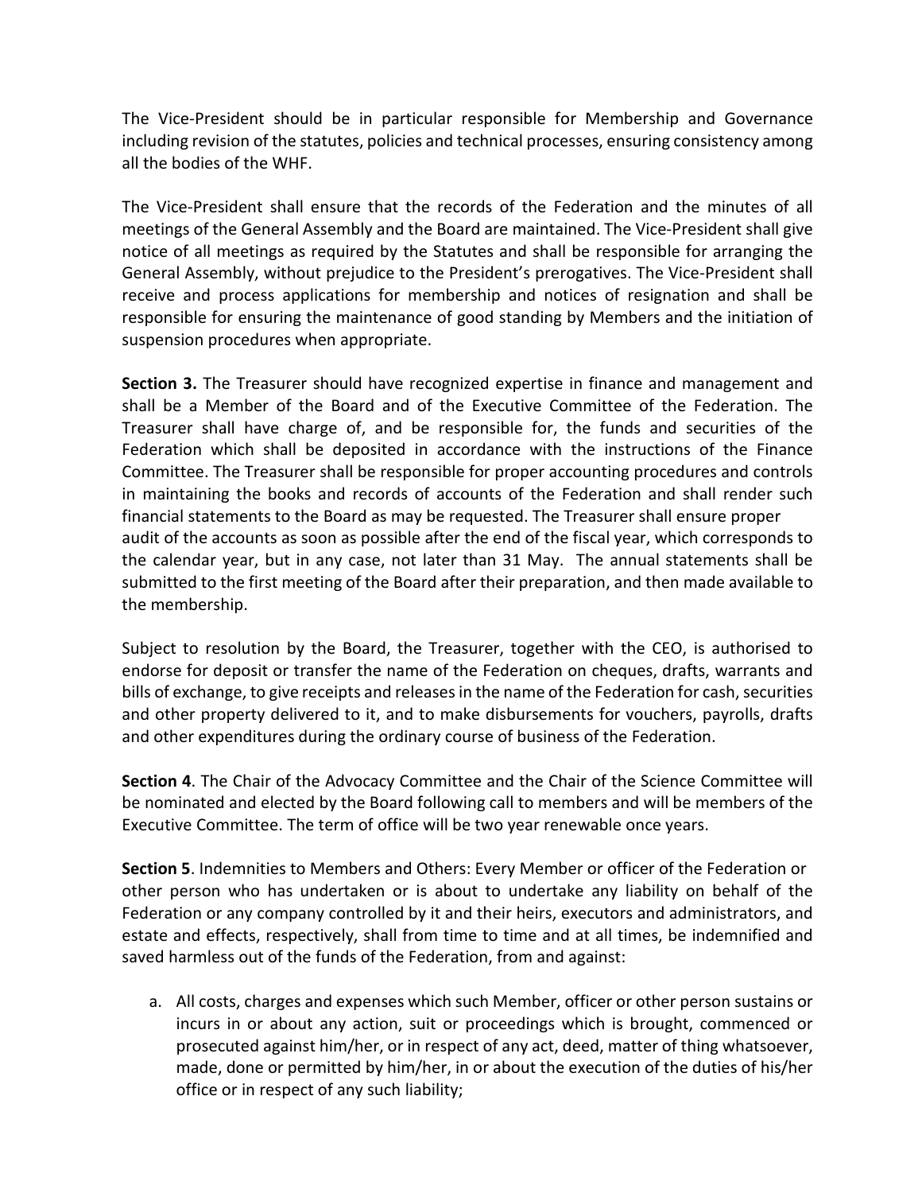The Vice-President should be in particular responsible for Membership and Governance including revision of the statutes, policies and technical processes, ensuring consistency among all the bodies of the WHF.

The Vice-President shall ensure that the records of the Federation and the minutes of all meetings of the General Assembly and the Board are maintained. The Vice-President shall give notice of all meetings as required by the Statutes and shall be responsible for arranging the General Assembly, without prejudice to the President's prerogatives. The Vice-President shall receive and process applications for membership and notices of resignation and shall be responsible for ensuring the maintenance of good standing by Members and the initiation of suspension procedures when appropriate.

**Section 3.** The Treasurer should have recognized expertise in finance and management and shall be a Member of the Board and of the Executive Committee of the Federation. The Treasurer shall have charge of, and be responsible for, the funds and securities of the Federation which shall be deposited in accordance with the instructions of the Finance Committee. The Treasurer shall be responsible for proper accounting procedures and controls in maintaining the books and records of accounts of the Federation and shall render such financial statements to the Board as may be requested. The Treasurer shall ensure proper audit of the accounts as soon as possible after the end of the fiscal year, which corresponds to the calendar year, but in any case, not later than 31 May. The annual statements shall be submitted to the first meeting of the Board after their preparation, and then made available to the membership.

Subject to resolution by the Board, the Treasurer, together with the CEO, is authorised to endorse for deposit or transfer the name of the Federation on cheques, drafts, warrants and bills of exchange, to give receipts and releases in the name of the Federation for cash, securities and other property delivered to it, and to make disbursements for vouchers, payrolls, drafts and other expenditures during the ordinary course of business of the Federation.

**Section 4**. The Chair of the Advocacy Committee and the Chair of the Science Committee will be nominated and elected by the Board following call to members and will be members of the Executive Committee. The term of office will be two year renewable once years.

**Section 5**. Indemnities to Members and Others: Every Member or officer of the Federation or other person who has undertaken or is about to undertake any liability on behalf of the Federation or any company controlled by it and their heirs, executors and administrators, and estate and effects, respectively, shall from time to time and at all times, be indemnified and saved harmless out of the funds of the Federation, from and against:

a. All costs, charges and expenses which such Member, officer or other person sustains or incurs in or about any action, suit or proceedings which is brought, commenced or prosecuted against him/her, or in respect of any act, deed, matter of thing whatsoever, made, done or permitted by him/her, in or about the execution of the duties of his/her office or in respect of any such liability;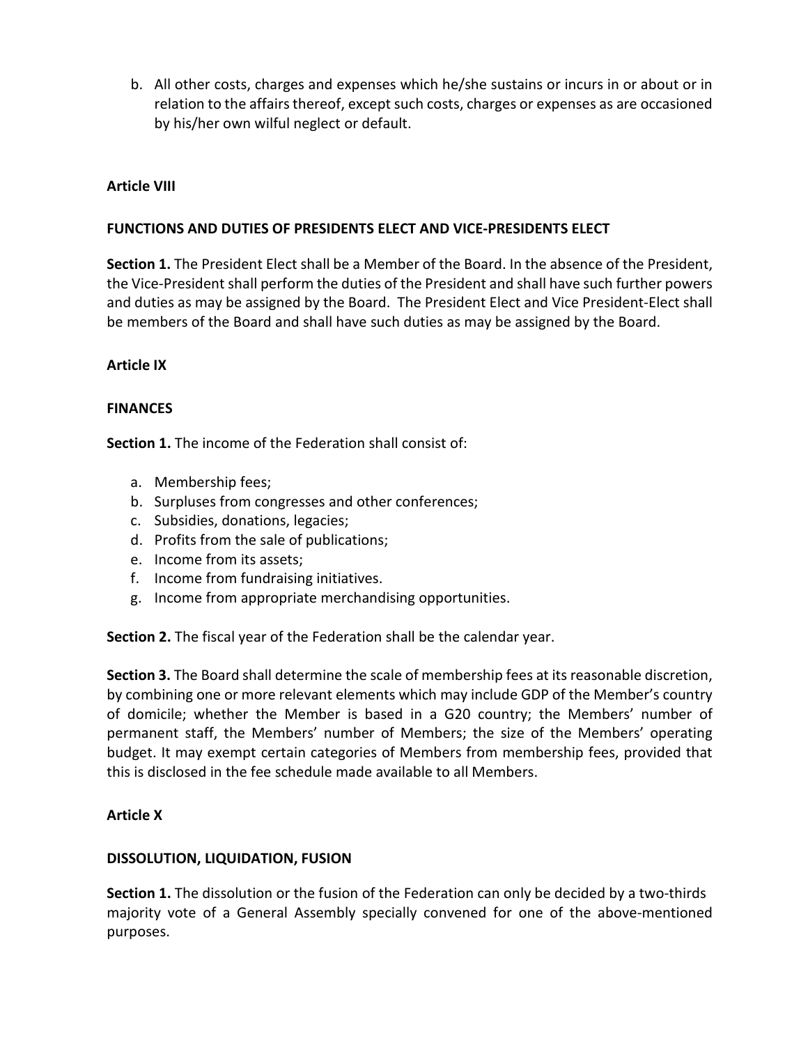b. All other costs, charges and expenses which he/she sustains or incurs in or about or in relation to the affairs thereof, except such costs, charges or expenses as are occasioned by his/her own wilful neglect or default.

**Article VIII**

**FUNCTIONS AND DUTIES OF PRESIDENTS ELECT AND VICE-PRESIDENTS ELECT**

**Section 1.** The President Elect shall be a Member of the Board. In the absence of the President, the Vice-President shall perform the duties of the President and shall have such further powers and duties as may be assigned by the Board. The President Elect and Vice President-Elect shall be members of the Board and shall have such duties as may be assigned by the Board.

**Article IX**

**FINANCES**

**Section 1.** The income of the Federation shall consist of:

a. Membership fees;
b. Surpluses from congresses and other conferences;
c. Subsidies, donations, legacies;
d. Profits from the sale of publications;
e. Income from its assets;
f. Income from fundraising initiatives.
g. Income from appropriate merchandising opportunities.

**Section 2.** The fiscal year of the Federation shall be the calendar year.

**Section 3.** The Board shall determine the scale of membership fees at its reasonable discretion, by combining one or more relevant elements which may include GDP of the Member's country of domicile; whether the Member is based in a G20 country; the Members' number of permanent staff, the Members' number of Members; the size of the Members' operating budget. It may exempt certain categories of Members from membership fees, provided that this is disclosed in the fee schedule made available to all Members.

**Article X**

**DISSOLUTION, LIQUIDATION, FUSION**

**Section 1.** The dissolution or the fusion of the Federation can only be decided by a two-thirds majority vote of a General Assembly specially convened for one of the above-mentioned purposes.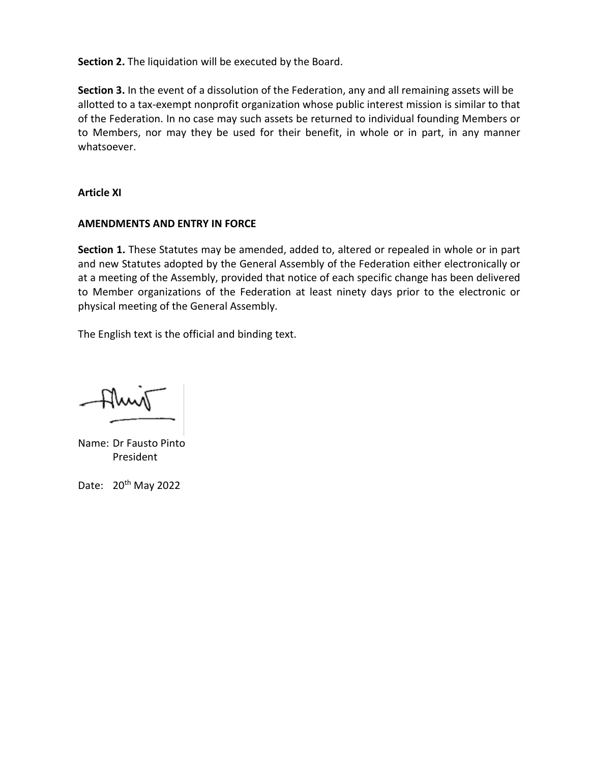**Section 2.** The liquidation will be executed by the Board.

**Section 3.** In the event of a dissolution of the Federation, any and all remaining assets will be allotted to a tax-exempt nonprofit organization whose public interest mission is similar to that of the Federation. In no case may such assets be returned to individual founding Members or to Members, nor may they be used for their benefit, in whole or in part, in any manner whatsoever.

**Article XI**

**AMENDMENTS AND ENTRY IN FORCE**

**Section 1.** These Statutes may be amended, added to, altered or repealed in whole or in part and new Statutes adopted by the General Assembly of the Federation either electronically or at a meeting of the Assembly, provided that notice of each specific change has been delivered to Member organizations of the Federation at least ninety days prior to the electronic or physical meeting of the General Assembly.

The English text is the official and binding text.

Name: Dr Fausto Pinto
President

Date: 20th May 2022